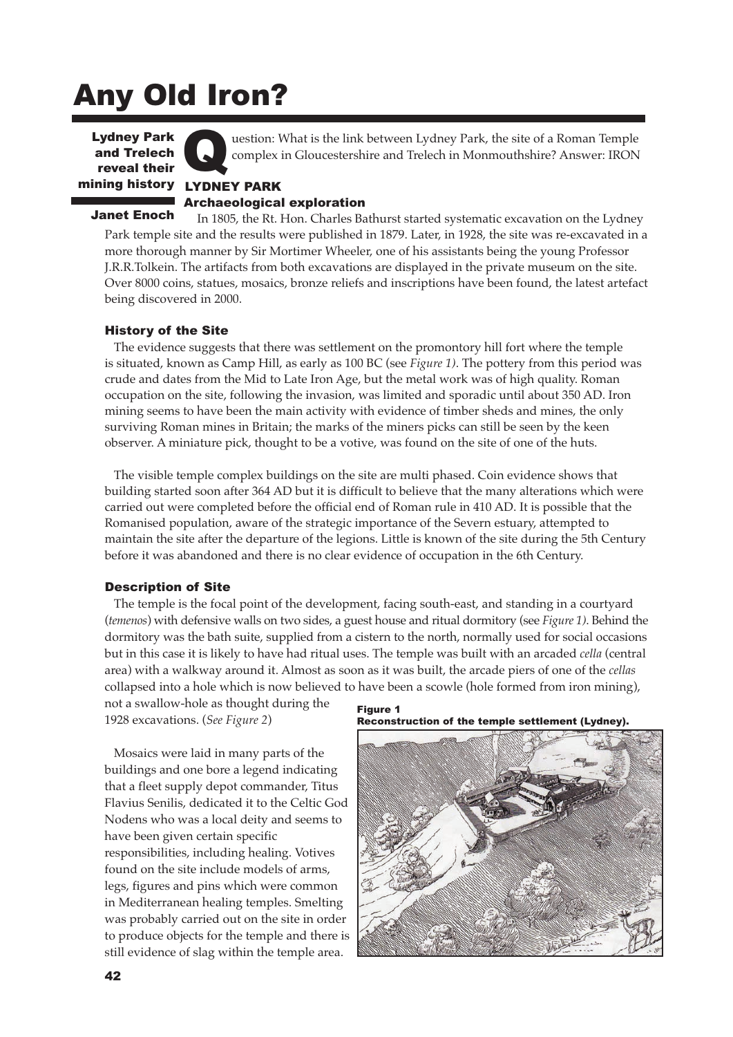# Any Old Iron?

**Lydney Park and Trelech reveal their mining history**

**Janet Enoch**

Question: What is the link between Lydney Park, the site of a Roman Temple complex in Gloucestershire and Trelech in Monmouthshire? Answer: IRON

## LYDNEY PARK

### Archaeological exploration

In 1805, the Rt. Hon. Charles Bathurst started systematic excavation on the Lydney Park temple site and the results were published in 1879. Later, in 1928, the site was re-excavated in a more thorough manner by Sir Mortimer Wheeler, one of his assistants being the young Professor J.R.R.Tolkein. The artifacts from both excavations are displayed in the private museum on the site. Over 8000 coins, statues, mosaics, bronze reliefs and inscriptions have been found, the latest artefact being discovered in 2000.

### History of the Site

The evidence suggests that there was settlement on the promontory hill fort where the temple is situated, known as Camp Hill, as early as 100 BC (see *Figure 1)*. The pottery from this period was crude and dates from the Mid to Late Iron Age, but the metal work was of high quality. Roman occupation on the site, following the invasion, was limited and sporadic until about 350 AD. Iron mining seems to have been the main activity with evidence of timber sheds and mines, the only surviving Roman mines in Britain; the marks of the miners picks can still be seen by the keen observer. A miniature pick, thought to be a votive, was found on the site of one of the huts.

The visible temple complex buildings on the site are multi phased. Coin evidence shows that building started soon after 364 AD but it is difficult to believe that the many alterations which were carried out were completed before the official end of Roman rule in 410 AD. It is possible that the Romanised population, aware of the strategic importance of the Severn estuary, attempted to maintain the site after the departure of the legions. Little is known of the site during the 5th Century before it was abandoned and there is no clear evidence of occupation in the 6th Century.

### Description of Site

The temple is the focal point of the development, facing south-east, and standing in a courtyard (*temenos*) with defensive walls on two sides, a guest house and ritual dormitory (see *Figure 1)*. Behind the dormitory was the bath suite, supplied from a cistern to the north, normally used for social occasions but in this case it is likely to have had ritual uses. The temple was built with an arcaded *cella* (central area) with a walkway around it. Almost as soon as it was built, the arcade piers of one of the *cellas* collapsed into a hole which is now believed to have been a scowle (hole formed from iron mining), not a swallow-hole as thought during the 1928 excavations. (*See Figure 2*)

Mosaics were laid in many parts of the buildings and one bore a legend indicating that a fleet supply depot commander, Titus Flavius Senilis, dedicated it to the Celtic God Nodens who was a local deity and seems to have been given certain specific responsibilities, including healing. Votives found on the site include models of arms, legs, figures and pins which were common in Mediterranean healing temples. Smelting was probably carried out on the site in order to produce objects for the temple and there is still evidence of slag within the temple area.

**Figure 1**
**Reconstruction of the temple settlement (Lydney).**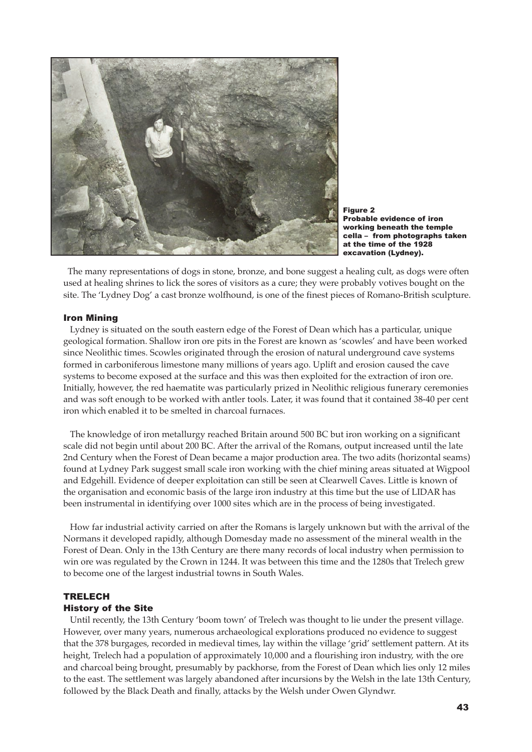**Figure 2**
**Probable evidence of iron working beneath the temple cella – from photographs taken at the time of the 1928 excavation (Lydney).**

The many representations of dogs in stone, bronze, and bone suggest a healing cult, as dogs were often used at healing shrines to lick the sores of visitors as a cure; they were probably votives bought on the site. The 'Lydney Dog' a cast bronze wolfhound, is one of the finest pieces of Romano-British sculpture.

### Iron Mining

Lydney is situated on the south eastern edge of the Forest of Dean which has a particular, unique geological formation. Shallow iron ore pits in the Forest are known as 'scowles' and have been worked since Neolithic times. Scowles originated through the erosion of natural underground cave systems formed in carboniferous limestone many millions of years ago. Uplift and erosion caused the cave systems to become exposed at the surface and this was then exploited for the extraction of iron ore. Initially, however, the red haematite was particularly prized in Neolithic religious funerary ceremonies and was soft enough to be worked with antler tools. Later, it was found that it contained 38-40 per cent iron which enabled it to be smelted in charcoal furnaces.

The knowledge of iron metallurgy reached Britain around 500 BC but iron working on a significant scale did not begin until about 200 BC. After the arrival of the Romans, output increased until the late 2nd Century when the Forest of Dean became a major production area. The two adits (horizontal seams) found at Lydney Park suggest small scale iron working with the chief mining areas situated at Wigpool and Edgehill. Evidence of deeper exploitation can still be seen at Clearwell Caves. Little is known of the organisation and economic basis of the large iron industry at this time but the use of LIDAR has been instrumental in identifying over 1000 sites which are in the process of being investigated.

How far industrial activity carried on after the Romans is largely unknown but with the arrival of the Normans it developed rapidly, although Domesday made no assessment of the mineral wealth in the Forest of Dean. Only in the 13th Century are there many records of local industry when permission to win ore was regulated by the Crown in 1244. It was between this time and the 1280s that Trelech grew to become one of the largest industrial towns in South Wales.

## TRELECH

### History of the Site

Until recently, the 13th Century 'boom town' of Trelech was thought to lie under the present village. However, over many years, numerous archaeological explorations produced no evidence to suggest that the 378 burgages, recorded in medieval times, lay within the village 'grid' settlement pattern. At its height, Trelech had a population of approximately 10,000 and a flourishing iron industry, with the ore and charcoal being brought, presumably by packhorse, from the Forest of Dean which lies only 12 miles to the east. The settlement was largely abandoned after incursions by the Welsh in the late 13th Century, followed by the Black Death and finally, attacks by the Welsh under Owen Glyndwr.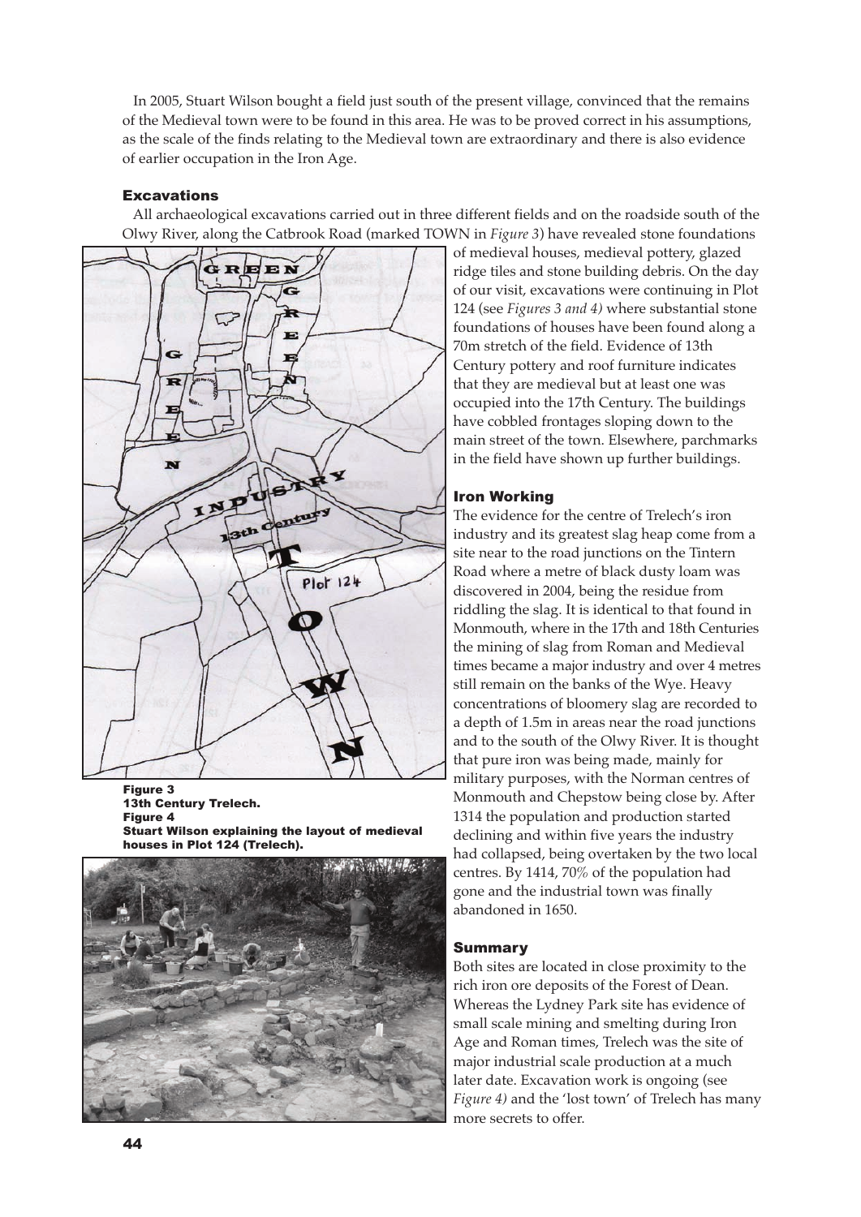In 2005, Stuart Wilson bought a field just south of the present village, convinced that the remains of the Medieval town were to be found in this area. He was to be proved correct in his assumptions, as the scale of the finds relating to the Medieval town are extraordinary and there is also evidence of earlier occupation in the Iron Age.

### Excavations

All archaeological excavations carried out in three different fields and on the roadside south of the Olwy River, along the Catbrook Road (marked TOWN in *Figure 3*) have revealed stone foundations of medieval houses, medieval pottery, glazed ridge tiles and stone building debris. On the day of our visit, excavations were continuing in Plot 124 (see *Figures 3 and 4)* where substantial stone foundations of houses have been found along a 70m stretch of the field. Evidence of 13th Century pottery and roof furniture indicates that they are medieval but at least one was occupied into the 17th Century. The buildings have cobbled frontages sloping down to the main street of the town. Elsewhere, parchmarks in the field have shown up further buildings.

GREEN
GREEN
GREEN
INDUSTRY
13th Century
Plot 124
TOWN

**Figure 3**
**13th Century Trelech.**
**Figure 4**
**Stuart Wilson explaining the layout of medieval houses in Plot 124 (Trelech).**

### Iron Working

The evidence for the centre of Trelech's iron industry and its greatest slag heap come from a site near to the road junctions on the Tintern Road where a metre of black dusty loam was discovered in 2004, being the residue from riddling the slag. It is identical to that found in Monmouth, where in the 17th and 18th Centuries the mining of slag from Roman and Medieval times became a major industry and over 4 metres still remain on the banks of the Wye. Heavy concentrations of bloomery slag are recorded to a depth of 1.5m in areas near the road junctions and to the south of the Olwy River. It is thought that pure iron was being made, mainly for military purposes, with the Norman centres of Monmouth and Chepstow being close by. After 1314 the population and production started declining and within five years the industry had collapsed, being overtaken by the two local centres. By 1414, 70% of the population had gone and the industrial town was finally abandoned in 1650.

### Summary

Both sites are located in close proximity to the rich iron ore deposits of the Forest of Dean. Whereas the Lydney Park site has evidence of small scale mining and smelting during Iron Age and Roman times, Trelech was the site of major industrial scale production at a much later date. Excavation work is ongoing (see *Figure 4)* and the 'lost town' of Trelech has many more secrets to offer.